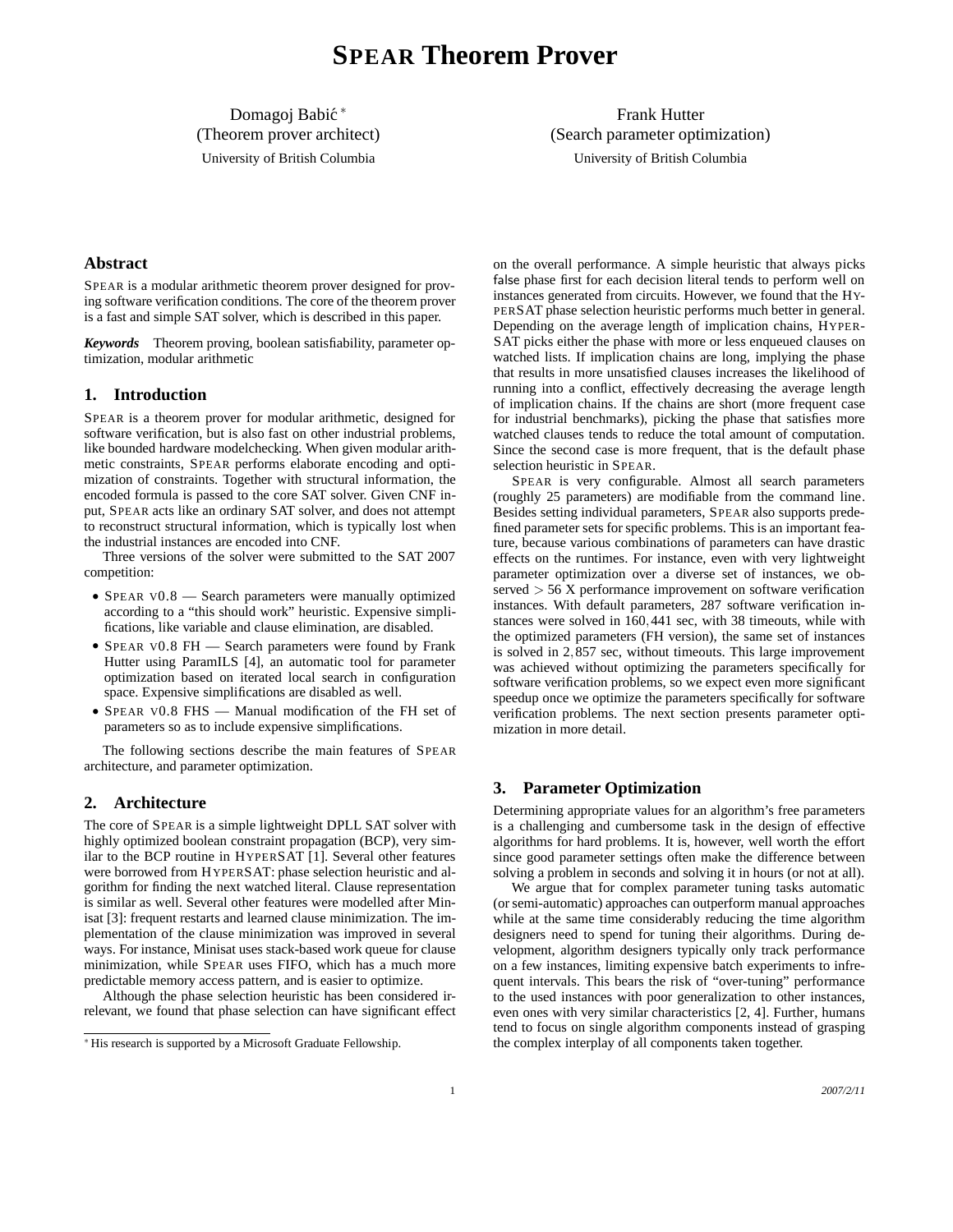# SPEAR Theorem Prover

Domagoj Babić [*]
(Theorem prover architect)
University of British Columbia

Frank Hutter
(Search parameter optimization)
University of British Columbia

## Abstract

SPEAR is a modular arithmetic theorem prover designed for proving software verification conditions. The core of the theorem prover is a fast and simple SAT solver, which is described in this paper.

***Keywords*** Theorem proving, boolean satisfiability, parameter optimization, modular arithmetic

## 1. Introduction

SPEAR is a theorem prover for modular arithmetic, designed for software verification, but is also fast on other industrial problems, like bounded hardware modelchecking. When given modular arithmetic constraints, SPEAR performs elaborate encoding and optimization of constraints. Together with structural information, the encoded formula is passed to the core SAT solver. Given CNF input, SPEAR acts like an ordinary SAT solver, and does not attempt to reconstruct structural information, which is typically lost when the industrial instances are encoded into CNF.

Three versions of the solver were submitted to the SAT 2007 competition:

- SPEAR v0.8 — Search parameters were manually optimized according to a "this should work" heuristic. Expensive simplifications, like variable and clause elimination, are disabled.
- SPEAR v0.8 FH — Search parameters were found by Frank Hutter using ParamILS [4], an automatic tool for parameter optimization based on iterated local search in configuration space. Expensive simplifications are disabled as well.
- SPEAR v0.8 FHS — Manual modification of the FH set of parameters so as to include expensive simplifications.

The following sections describe the main features of SPEAR architecture, and parameter optimization.

## 2. Architecture

The core of SPEAR is a simple lightweight DPLL SAT solver with highly optimized boolean constraint propagation (BCP), very similar to the BCP routine in HYPERSAT [1]. Several other features were borrowed from HYPERSAT: phase selection heuristic and algorithm for finding the next watched literal. Clause representation is similar as well. Several other features were modelled after Minisat [3]: frequent restarts and learned clause minimization. The implementation of the clause minimization was improved in several ways. For instance, Minisat uses stack-based work queue for clause minimization, while SPEAR uses FIFO, which has a much more predictable memory access pattern, and is easier to optimize.

Although the phase selection heuristic has been considered irrelevant, we found that phase selection can have significant effect on the overall performance. A simple heuristic that always picks false phase first for each decision literal tends to perform well on instances generated from circuits. However, we found that the HYPERSAT phase selection heuristic performs much better in general. Depending on the average length of implication chains, HYPERSAT picks either the phase with more or less enqueued clauses on watched lists. If implication chains are long, implying the phase that results in more unsatisfied clauses increases the likelihood of running into a conflict, effectively decreasing the average length of implication chains. If the chains are short (more frequent case for industrial benchmarks), picking the phase that satisfies more watched clauses tends to reduce the total amount of computation. Since the second case is more frequent, that is the default phase selection heuristic in SPEAR.

SPEAR is very configurable. Almost all search parameters (roughly 25 parameters) are modifiable from the command line. Besides setting individual parameters, SPEAR also supports predefined parameter sets for specific problems. This is an important feature, because various combinations of parameters can have drastic effects on the runtimes. For instance, even with very lightweight parameter optimization over a diverse set of instances, we observed $> 56$ X performance improvement on software verification instances. With default parameters, 287 software verification instances were solved in $160,441$ sec, with 38 timeouts, while with the optimized parameters (FH version), the same set of instances is solved in $2,857$ sec, without timeouts. This large improvement was achieved without optimizing the parameters specifically for software verification problems, so we expect even more significant speedup once we optimize the parameters specifically for software verification problems. The next section presents parameter optimization in more detail.

## 3. Parameter Optimization

Determining appropriate values for an algorithm's free parameters is a challenging and cumbersome task in the design of effective algorithms for hard problems. It is, however, well worth the effort since good parameter settings often make the difference between solving a problem in seconds and solving it in hours (or not at all).

We argue that for complex parameter tuning tasks automatic (or semi-automatic) approaches can outperform manual approaches while at the same time considerably reducing the time algorithm designers need to spend for tuning their algorithms. During development, algorithm designers typically only track performance on a few instances, limiting expensive batch experiments to infrequent intervals. This bears the risk of "over-tuning" performance to the used instances with poor generalization to other instances, even ones with very similar characteristics [2, 4]. Further, humans tend to focus on single algorithm components instead of grasping the complex interplay of all components taken together.

[*] His research is supported by a Microsoft Graduate Fellowship.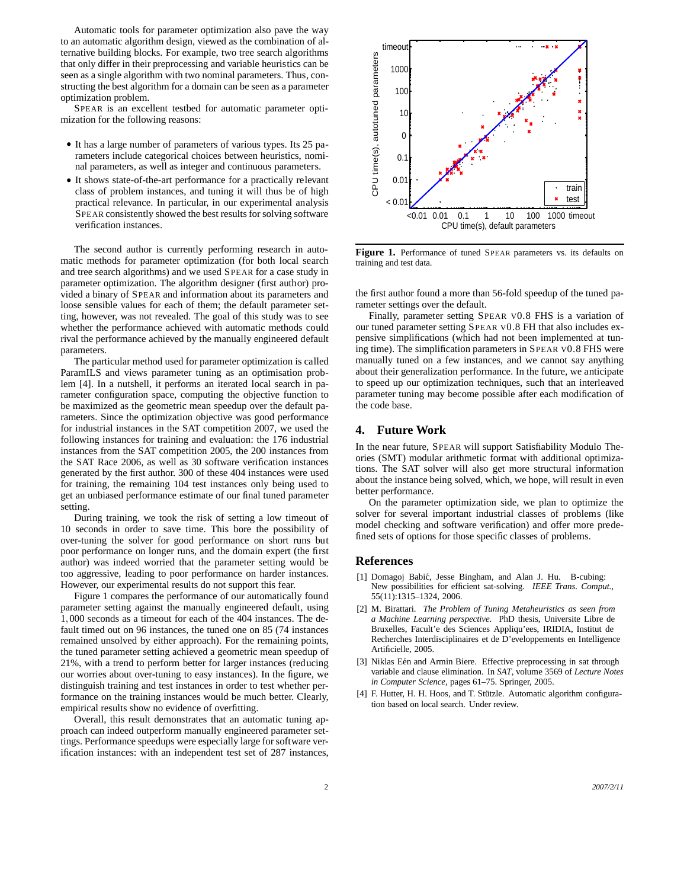Automatic tools for parameter optimization also pave the way to an automatic algorithm design, viewed as the combination of alternative building blocks. For example, two tree search algorithms that only differ in their preprocessing and variable heuristics can be seen as a single algorithm with two nominal parameters. Thus, constructing the best algorithm for a domain can be seen as a parameter optimization problem.

SPEAR is an excellent testbed for automatic parameter optimization for the following reasons:

- It has a large number of parameters of various types. Its 25 parameters include categorical choices between heuristics, nominal parameters, as well as integer and continuous parameters.
- It shows state-of-the-art performance for a practically relevant class of problem instances, and tuning it will thus be of high practical relevance. In particular, in our experimental analysis SPEAR consistently showed the best results for solving software verification instances.

The second author is currently performing research in automatic methods for parameter optimization (for both local search and tree search algorithms) and we used SPEAR for a case study in parameter optimization. The algorithm designer (first author) provided a binary of SPEAR and information about its parameters and loose sensible values for each of them; the default parameter setting, however, was not revealed. The goal of this study was to see whether the performance achieved with automatic methods could rival the performance achieved by the manually engineered default parameters.

The particular method used for parameter optimization is called ParamILS and views parameter tuning as an optimisation problem [4]. In a nutshell, it performs an iterated local search in parameter configuration space, computing the objective function to be maximized as the geometric mean speedup over the default parameters. Since the optimization objective was good performance for industrial instances in the SAT competition 2007, we used the following instances for training and evaluation: the 176 industrial instances from the SAT competition 2005, the 200 instances from the SAT Race 2006, as well as 30 software verification instances generated by the first author. 300 of these 404 instances were used for training, the remaining 104 test instances only being used to get an unbiased performance estimate of our final tuned parameter setting.

During training, we took the risk of setting a low timeout of 10 seconds in order to save time. This bore the possibility of over-tuning the solver for good performance on short runs but poor performance on longer runs, and the domain expert (the first author) was indeed worried that the parameter setting would be too aggressive, leading to poor performance on harder instances. However, our experimental results do not support this fear.

Figure 1 compares the performance of our automatically found parameter setting against the manually engineered default, using $1,000$ seconds as a timeout for each of the 404 instances. The default timed out on 96 instances, the tuned one on 85 (74 instances remained unsolved by either approach). For the remaining points, the tuned parameter setting achieved a geometric mean speedup of 21%, with a trend to perform better for larger instances (reducing our worries about over-tuning to easy instances). In the figure, we distinguish training and test instances in order to test whether performance on the training instances would be much better. Clearly, empirical results show no evidence of overfitting.

Overall, this result demonstrates that an automatic tuning approach can indeed outperform manually engineered parameter settings. Performance speedups were especially large for software verification instances: with an independent test set of 287 instances, the first author found a more than 56-fold speedup of the tuned parameter settings over the default.

timeout
1000
100
10
0
0.1
0.01
< 0.01
CPU time(s), autotuned parameters
train
test
<0.01 0.01 0.1 1 10 100 1000 timeout
CPU time(s), default parameters

**Figure 1.** Performance of tuned SPEAR parameters vs. its defaults on training and test data.

Finally, parameter setting SPEAR V0.8 FHS is a variation of our tuned parameter setting SPEAR V0.8 FH that also includes expensive simplifications (which had not been implemented at tuning time). The simplification parameters in SPEAR V0.8 FHS were manually tuned on a few instances, and we cannot say anything about their generalization performance. In the future, we anticipate to speed up our optimization techniques, such that an interleaved parameter tuning may become possible after each modification of the code base.

## 4. Future Work

In the near future, SPEAR will support Satisfiability Modulo Theories (SMT) modular arithmetic format with additional optimizations. The SAT solver will also get more structural information about the instance being solved, which we hope, will result in even better performance.

On the parameter optimization side, we plan to optimize the solver for several important industrial classes of problems (like model checking and software verification) and offer more predefined sets of options for those specific classes of problems.

## References

[1] Domagoj Babić, Jesse Bingham, and Alan J. Hu. B-cubing: New possibilities for efficient sat-solving. *IEEE Trans. Comput.*, 55(11):1315–1324, 2006.

[2] M. Birattari. *The Problem of Tuning Metaheuristics as seen from a Machine Learning perspective*. PhD thesis, Universite Libre de Bruxelles, Facult'e des Sciences Appliqu'ees, IRIDIA, Institut de Recherches Interdisciplinaires et de D'eveloppements en Intelligence Artificielle, 2005.

[3] Niklas Eén and Armin Biere. Effective preprocessing in sat through variable and clause elimination. In *SAT*, volume 3569 of *Lecture Notes in Computer Science*, pages 61–75. Springer, 2005.

[4] F. Hutter, H. H. Hoos, and T. Stützle. Automatic algorithm configuration based on local search. Under review.